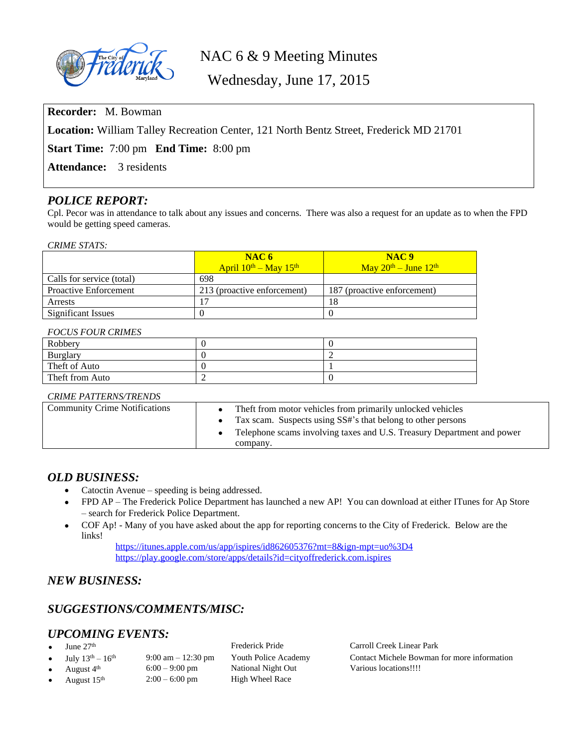# NAC 6 & 9 Meeting Minutes

Wednesday, June 17, 2015

**Recorder:** M. Bowman

**Location:** William Talley Recreation Center, 121 North Bentz Street, Frederick MD 21701

**Start Time:** 7:00 pm **End Time:** 8:00 pm

**Attendance:** 3 residents

## *POLICE REPORT:*

Cpl. Pecor was in attendance to talk about any issues and concerns. There was also a request for an update as to when the FPD would be getting speed cameras.

*CRIME STATS:*

| | **NAC 6** April 10th – May 15th | **NAC 9** May 20th – June 12th |
|---|---|---|
| Calls for service (total) | 698 | |
| Proactive Enforcement | 213 (proactive enforcement) | 187 (proactive enforcement) |
| Arrests | 17 | 18 |
| Significant Issues | 0 | 0 |

*FOCUS FOUR CRIMES*

| | | |
|---|---|---|
| Robbery | 0 | 0 |
| Burglary | 0 | 2 |
| Theft of Auto | 0 | 1 |
| Theft from Auto | 2 | 0 |

*CRIME PATTERNS/TRENDS*

| | |
|---|---|
| Community Crime Notifications | • Theft from motor vehicles from primarily unlocked vehicles<br>• Tax scam. Suspects using SS#'s that belong to other persons<br>• Telephone scams involving taxes and U.S. Treasury Department and power company. |

## *OLD BUSINESS:*

- Catoctin Avenue – speeding is being addressed.
- FPD AP – The Frederick Police Department has launched a new AP! You can download at either ITunes for Ap Store – search for Frederick Police Department.
- COF Ap! - Many of you have asked about the app for reporting concerns to the City of Frederick. Below are the links!

  https://itunes.apple.com/us/app/ispires/id862605376?mt=8&ign-mpt=uo%3D4
  https://play.google.com/store/apps/details?id=cityoffrederick.com.ispires

## *NEW BUSINESS:*

## *SUGGESTIONS/COMMENTS/MISC:*

## *UPCOMING EVENTS:*

- June 27th — Frederick Pride — Carroll Creek Linear Park
- July 13th – 16th — 9:00 am – 12:30 pm — Youth Police Academy — Contact Michele Bowman for more information
- August 4th — 6:00 – 9:00 pm — National Night Out — Various locations!!!!
- August 15th — 2:00 – 6:00 pm — High Wheel Race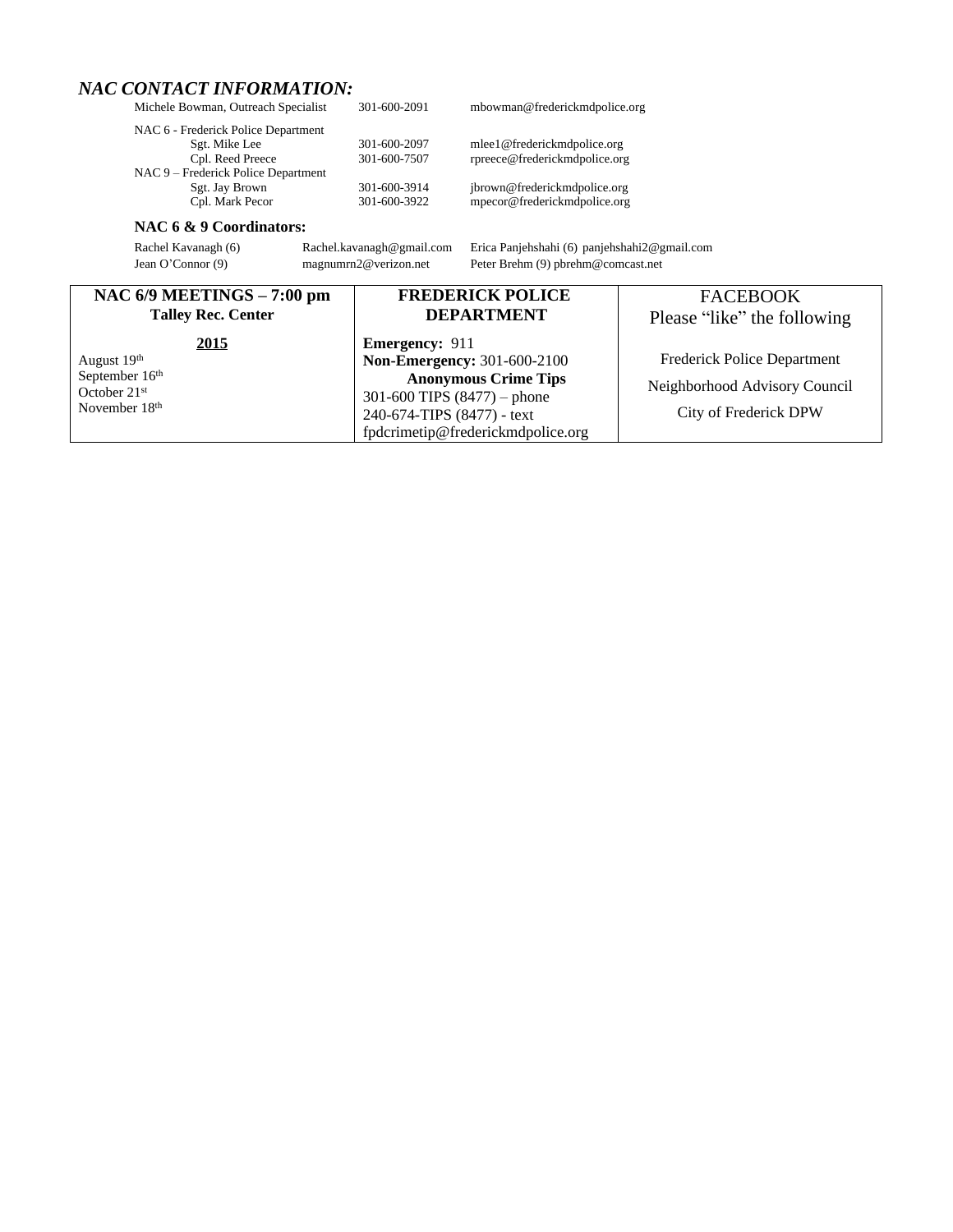## *NAC CONTACT INFORMATION:*

| | | |
|---|---|---|
| Michele Bowman, Outreach Specialist | 301-600-2091 | mbowman@frederickmdpolice.org |
| NAC 6 - Frederick Police Department | | |
| Sgt. Mike Lee | 301-600-2097 | mlee1@frederickmdpolice.org |
| Cpl. Reed Preece | 301-600-7507 | rpreece@frederickmdpolice.org |
| NAC 9 – Frederick Police Department | | |
| Sgt. Jay Brown | 301-600-3914 | jbrown@frederickmdpolice.org |
| Cpl. Mark Pecor | 301-600-3922 | mpecor@frederickmdpolice.org |

### NAC 6 & 9 Coordinators:

| | | |
|---|---|---|
| Rachel Kavanagh (6) | Rachel.kavanagh@gmail.com | Erica Panjehshahi (6) panjehshahi2@gmail.com |
| Jean O'Connor (9) | magnumrn2@verizon.net | Peter Brehm (9) pbrehm@comcast.net |

| **NAC 6/9 MEETINGS – 7:00 pm**<br>**Talley Rec. Center** | **FREDERICK POLICE DEPARTMENT** | FACEBOOK<br>Please "like" the following |
|---|---|---|
| **2015**<br>August 19th<br>September 16th<br>October 21st<br>November 18th | **Emergency:** 911<br>**Non-Emergency:** 301-600-2100<br>**Anonymous Crime Tips**<br>301-600 TIPS (8477) – phone<br>240-674-TIPS (8477) - text<br>fpdcrimetip@frederickmdpolice.org | Frederick Police Department<br>Neighborhood Advisory Council<br>City of Frederick DPW |